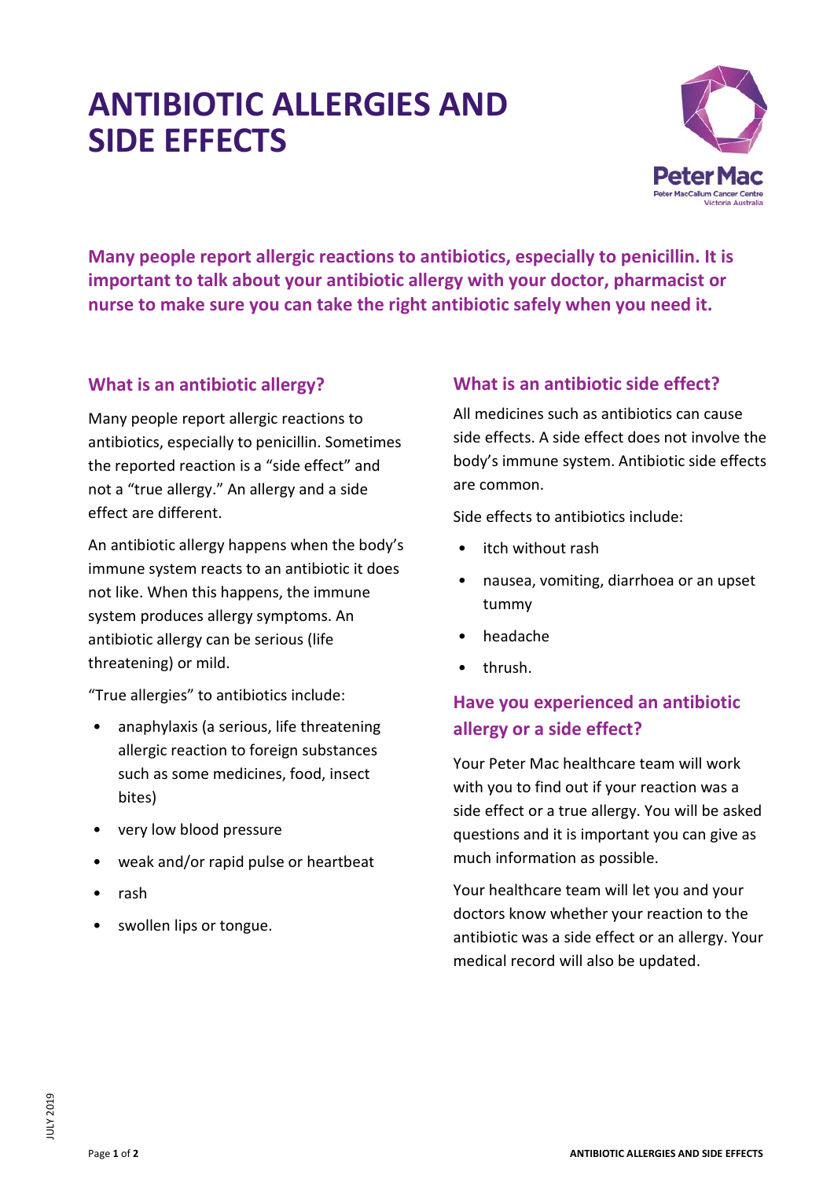# ANTIBIOTIC ALLERGIES AND SIDE EFFECTS

**Many people report allergic reactions to antibiotics, especially to penicillin. It is important to talk about your antibiotic allergy with your doctor, pharmacist or nurse to make sure you can take the right antibiotic safely when you need it.**

## What is an antibiotic allergy?

Many people report allergic reactions to antibiotics, especially to penicillin. Sometimes the reported reaction is a "side effect" and not a "true allergy." An allergy and a side effect are different.

An antibiotic allergy happens when the body's immune system reacts to an antibiotic it does not like. When this happens, the immune system produces allergy symptoms. An antibiotic allergy can be serious (life threatening) or mild.

"True allergies" to antibiotics include:

- anaphylaxis (a serious, life threatening allergic reaction to foreign substances such as some medicines, food, insect bites)
- very low blood pressure
- weak and/or rapid pulse or heartbeat
- rash
- swollen lips or tongue.

## What is an antibiotic side effect?

All medicines such as antibiotics can cause side effects. A side effect does not involve the body's immune system. Antibiotic side effects are common.

Side effects to antibiotics include:

- itch without rash
- nausea, vomiting, diarrhoea or an upset tummy
- headache
- thrush.

## Have you experienced an antibiotic allergy or a side effect?

Your Peter Mac healthcare team will work with you to find out if your reaction was a side effect or a true allergy. You will be asked questions and it is important you can give as much information as possible.

Your healthcare team will let you and your doctors know whether your reaction to the antibiotic was a side effect or an allergy. Your medical record will also be updated.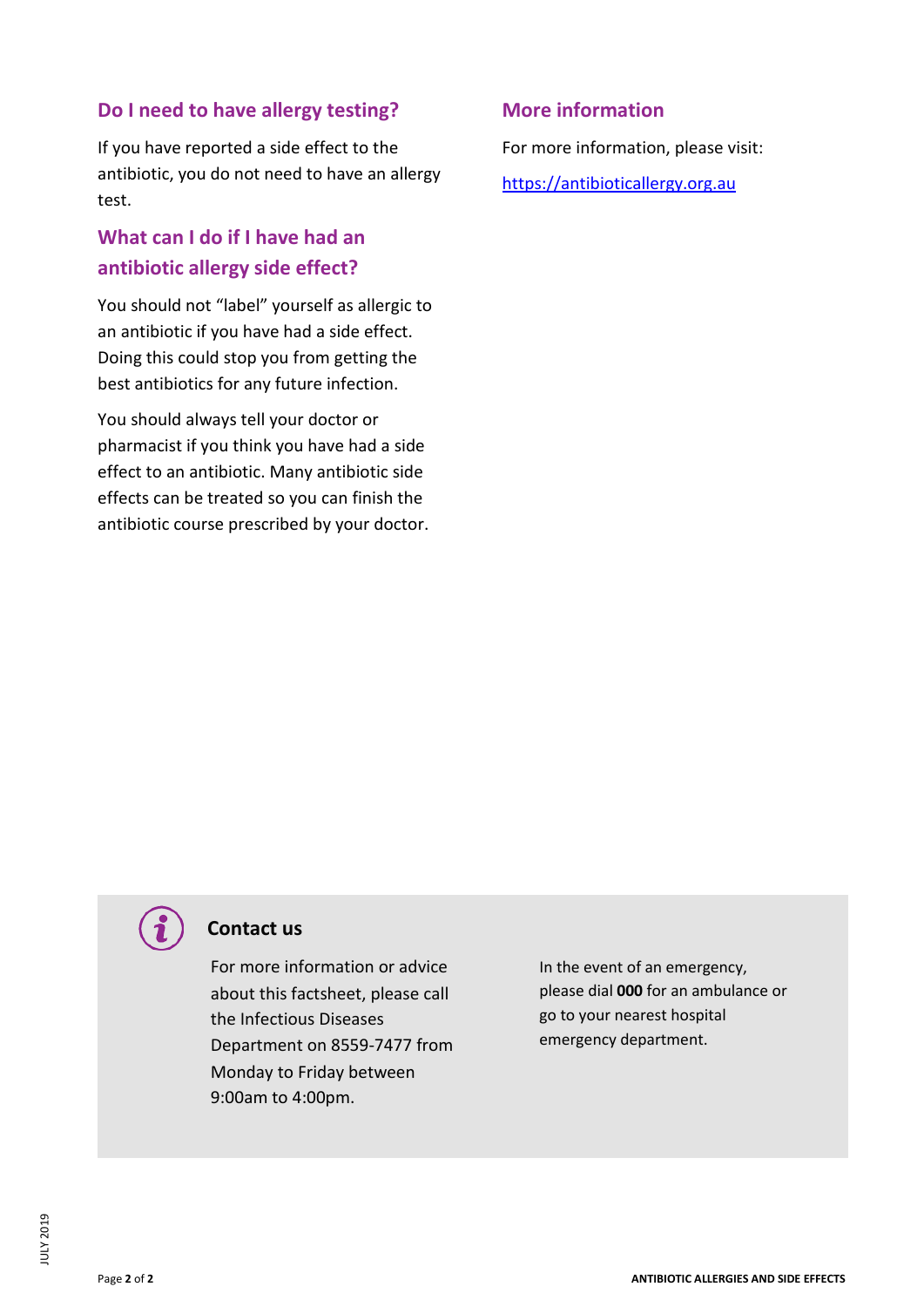## Do I need to have allergy testing?

If you have reported a side effect to the antibiotic, you do not need to have an allergy test.

## What can I do if I have had an antibiotic allergy side effect?

You should not "label" yourself as allergic to an antibiotic if you have had a side effect. Doing this could stop you from getting the best antibiotics for any future infection.

You should always tell your doctor or pharmacist if you think you have had a side effect to an antibiotic. Many antibiotic side effects can be treated so you can finish the antibiotic course prescribed by your doctor.

## More information

For more information, please visit:

https://antibioticallergy.org.au

### Contact us

For more information or advice about this factsheet, please call the Infectious Diseases Department on 8559-7477 from Monday to Friday between 9:00am to 4:00pm.

In the event of an emergency, please dial **000** for an ambulance or go to your nearest hospital emergency department.

JULY 2019